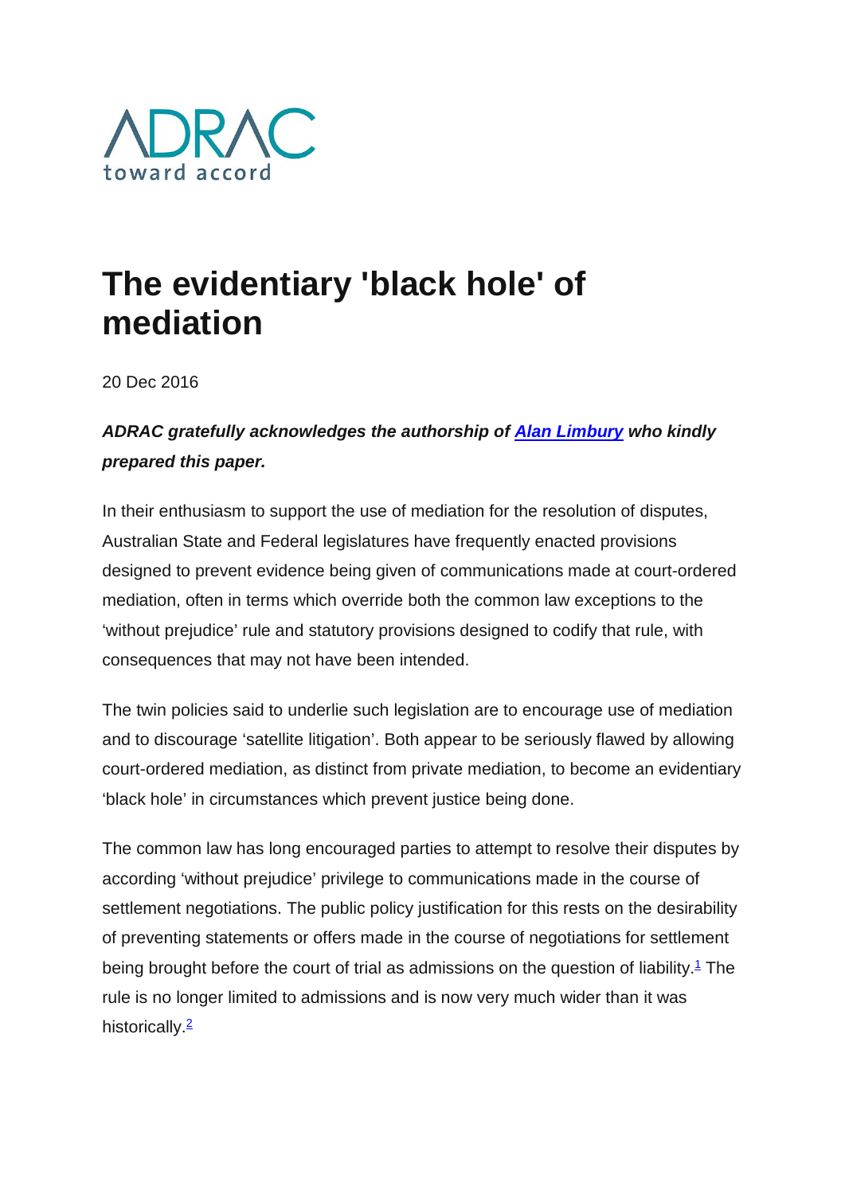ADRAC
toward accord

# The evidentiary 'black hole' of mediation

20 Dec 2016

***ADRAC gratefully acknowledges the authorship of Alan Limbury who kindly prepared this paper.***

In their enthusiasm to support the use of mediation for the resolution of disputes, Australian State and Federal legislatures have frequently enacted provisions designed to prevent evidence being given of communications made at court-ordered mediation, often in terms which override both the common law exceptions to the 'without prejudice' rule and statutory provisions designed to codify that rule, with consequences that may not have been intended.

The twin policies said to underlie such legislation are to encourage use of mediation and to discourage 'satellite litigation'. Both appear to be seriously flawed by allowing court-ordered mediation, as distinct from private mediation, to become an evidentiary 'black hole' in circumstances which prevent justice being done.

The common law has long encouraged parties to attempt to resolve their disputes by according 'without prejudice' privilege to communications made in the course of settlement negotiations. The public policy justification for this rests on the desirability of preventing statements or offers made in the course of negotiations for settlement being brought before the court of trial as admissions on the question of liability.[1] The rule is no longer limited to admissions and is now very much wider than it was historically.[2]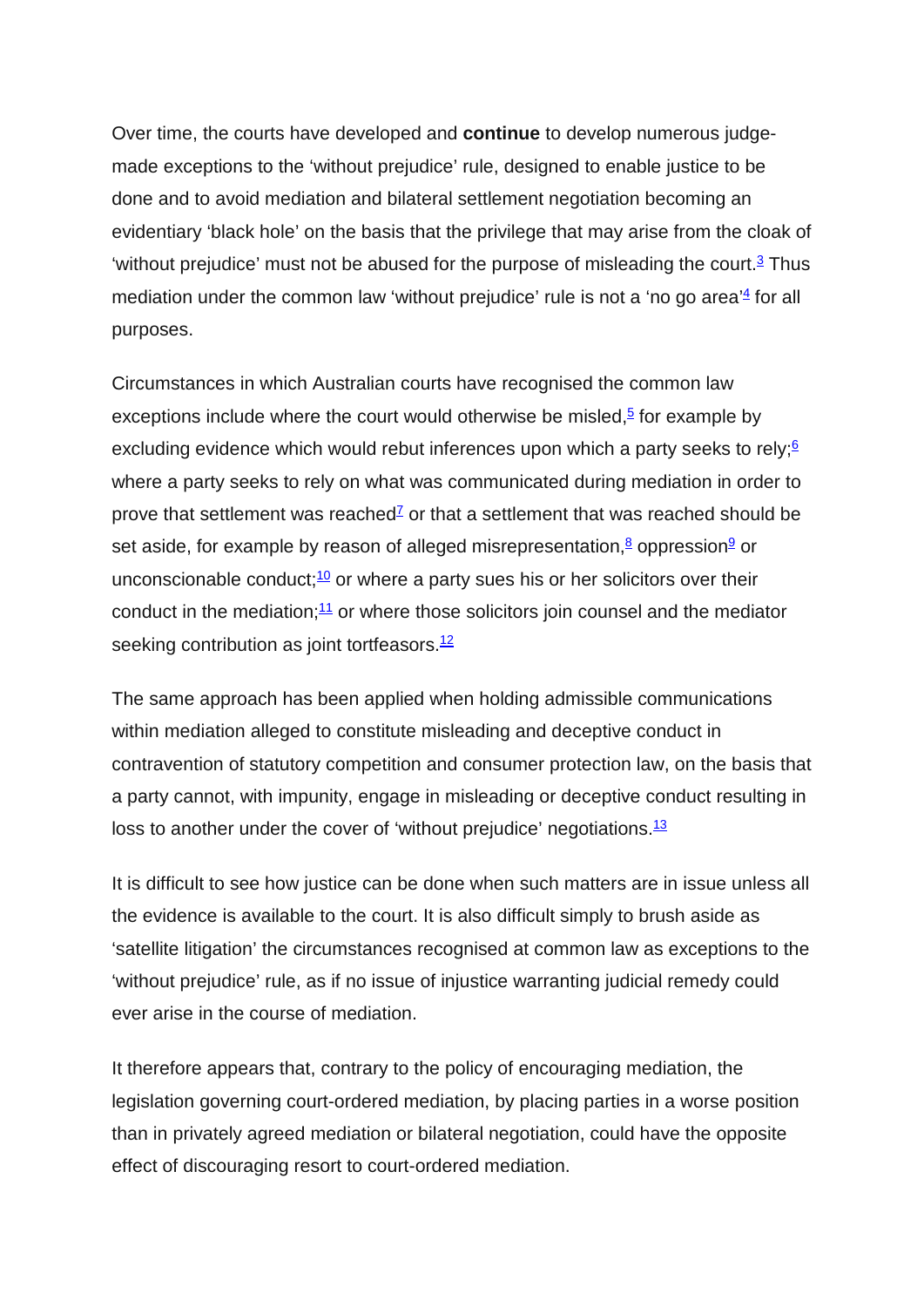Over time, the courts have developed and **continue** to develop numerous judge-made exceptions to the 'without prejudice' rule, designed to enable justice to be done and to avoid mediation and bilateral settlement negotiation becoming an evidentiary 'black hole' on the basis that the privilege that may arise from the cloak of 'without prejudice' must not be abused for the purpose of misleading the court.[3] Thus mediation under the common law 'without prejudice' rule is not a 'no go area'[4] for all purposes.

Circumstances in which Australian courts have recognised the common law exceptions include where the court would otherwise be misled,[5] for example by excluding evidence which would rebut inferences upon which a party seeks to rely;[6] where a party seeks to rely on what was communicated during mediation in order to prove that settlement was reached[7] or that a settlement that was reached should be set aside, for example by reason of alleged misrepresentation,[8] oppression[9] or unconscionable conduct;[10] or where a party sues his or her solicitors over their conduct in the mediation;[11] or where those solicitors join counsel and the mediator seeking contribution as joint tortfeasors.[12]

The same approach has been applied when holding admissible communications within mediation alleged to constitute misleading and deceptive conduct in contravention of statutory competition and consumer protection law, on the basis that a party cannot, with impunity, engage in misleading or deceptive conduct resulting in loss to another under the cover of 'without prejudice' negotiations.[13]

It is difficult to see how justice can be done when such matters are in issue unless all the evidence is available to the court. It is also difficult simply to brush aside as 'satellite litigation' the circumstances recognised at common law as exceptions to the 'without prejudice' rule, as if no issue of injustice warranting judicial remedy could ever arise in the course of mediation.

It therefore appears that, contrary to the policy of encouraging mediation, the legislation governing court-ordered mediation, by placing parties in a worse position than in privately agreed mediation or bilateral negotiation, could have the opposite effect of discouraging resort to court-ordered mediation.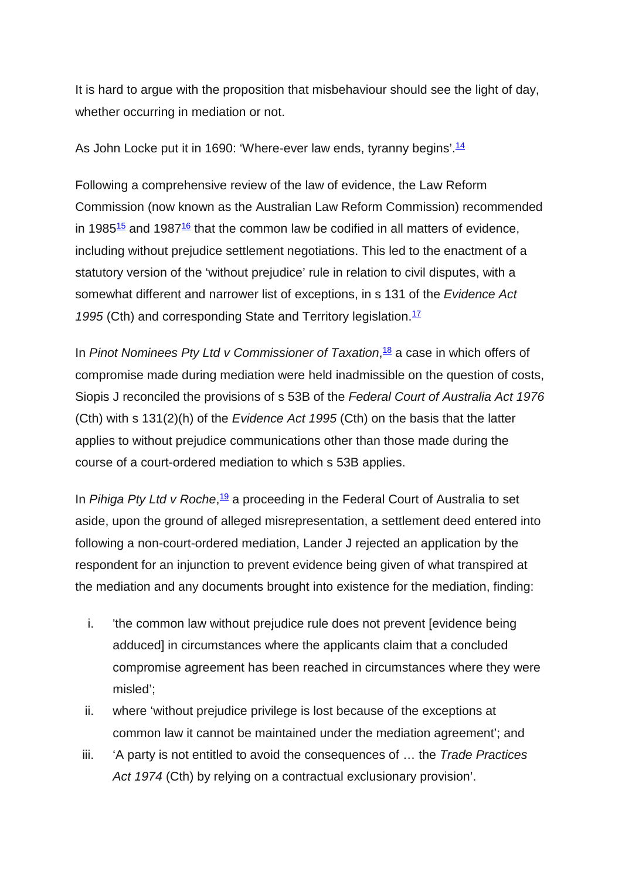It is hard to argue with the proposition that misbehaviour should see the light of day, whether occurring in mediation or not.

As John Locke put it in 1690: 'Where-ever law ends, tyranny begins'.[14]

Following a comprehensive review of the law of evidence, the Law Reform Commission (now known as the Australian Law Reform Commission) recommended in 1985[15] and 1987[16] that the common law be codified in all matters of evidence, including without prejudice settlement negotiations. This led to the enactment of a statutory version of the 'without prejudice' rule in relation to civil disputes, with a somewhat different and narrower list of exceptions, in s 131 of the *Evidence Act 1995* (Cth) and corresponding State and Territory legislation.[17]

In *Pinot Nominees Pty Ltd v Commissioner of Taxation*,[18] a case in which offers of compromise made during mediation were held inadmissible on the question of costs, Siopis J reconciled the provisions of s 53B of the *Federal Court of Australia Act 1976* (Cth) with s 131(2)(h) of the *Evidence Act 1995* (Cth) on the basis that the latter applies to without prejudice communications other than those made during the course of a court-ordered mediation to which s 53B applies.

In *Pihiga Pty Ltd v Roche*,[19] a proceeding in the Federal Court of Australia to set aside, upon the ground of alleged misrepresentation, a settlement deed entered into following a non-court-ordered mediation, Lander J rejected an application by the respondent for an injunction to prevent evidence being given of what transpired at the mediation and any documents brought into existence for the mediation, finding:

i. 'the common law without prejudice rule does not prevent [evidence being adduced] in circumstances where the applicants claim that a concluded compromise agreement has been reached in circumstances where they were misled';
ii. where 'without prejudice privilege is lost because of the exceptions at common law it cannot be maintained under the mediation agreement'; and
iii. 'A party is not entitled to avoid the consequences of … the *Trade Practices Act 1974* (Cth) by relying on a contractual exclusionary provision'.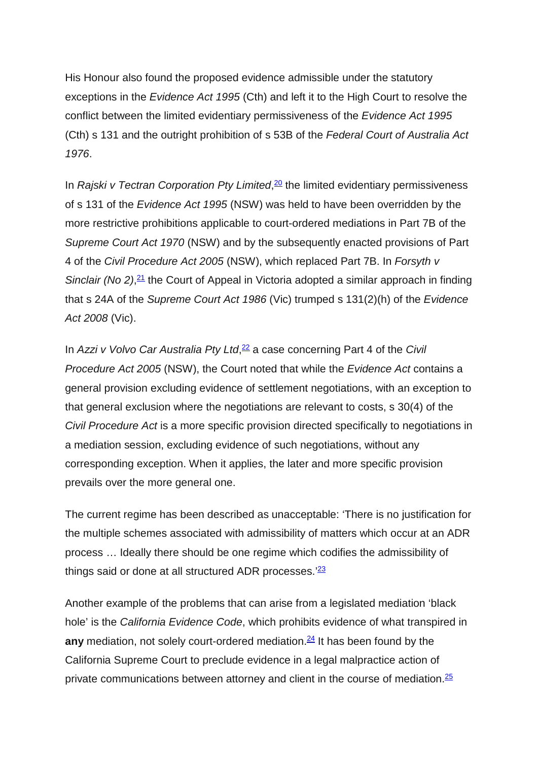His Honour also found the proposed evidence admissible under the statutory exceptions in the *Evidence Act 1995* (Cth) and left it to the High Court to resolve the conflict between the limited evidentiary permissiveness of the *Evidence Act 1995* (Cth) s 131 and the outright prohibition of s 53B of the *Federal Court of Australia Act 1976*.

In *Rajski v Tectran Corporation Pty Limited*,[20] the limited evidentiary permissiveness of s 131 of the *Evidence Act 1995* (NSW) was held to have been overridden by the more restrictive prohibitions applicable to court-ordered mediations in Part 7B of the *Supreme Court Act 1970* (NSW) and by the subsequently enacted provisions of Part 4 of the *Civil Procedure Act 2005* (NSW), which replaced Part 7B. In *Forsyth v Sinclair (No 2)*,[21] the Court of Appeal in Victoria adopted a similar approach in finding that s 24A of the *Supreme Court Act 1986* (Vic) trumped s 131(2)(h) of the *Evidence Act 2008* (Vic).

In *Azzi v Volvo Car Australia Pty Ltd*,[22] a case concerning Part 4 of the *Civil Procedure Act 2005* (NSW), the Court noted that while the *Evidence Act* contains a general provision excluding evidence of settlement negotiations, with an exception to that general exclusion where the negotiations are relevant to costs, s 30(4) of the *Civil Procedure Act* is a more specific provision directed specifically to negotiations in a mediation session, excluding evidence of such negotiations, without any corresponding exception. When it applies, the later and more specific provision prevails over the more general one.

The current regime has been described as unacceptable: 'There is no justification for the multiple schemes associated with admissibility of matters which occur at an ADR process … Ideally there should be one regime which codifies the admissibility of things said or done at all structured ADR processes.'[23]

Another example of the problems that can arise from a legislated mediation 'black hole' is the *California Evidence Code*, which prohibits evidence of what transpired in **any** mediation, not solely court-ordered mediation.[24] It has been found by the California Supreme Court to preclude evidence in a legal malpractice action of private communications between attorney and client in the course of mediation.[25]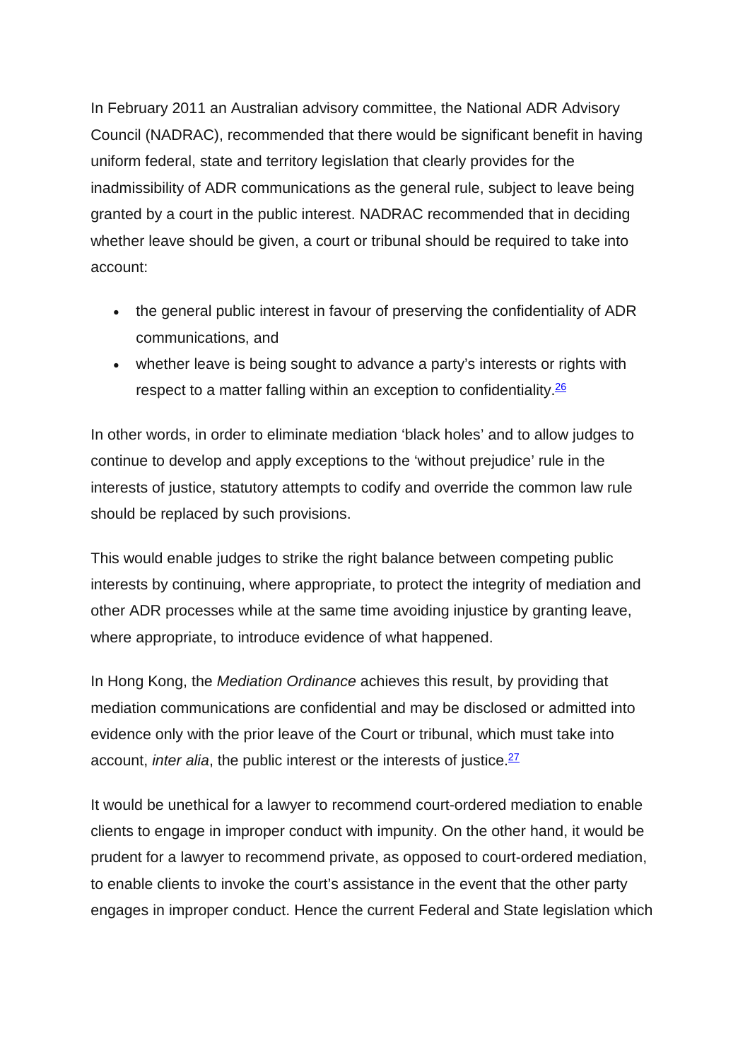In February 2011 an Australian advisory committee, the National ADR Advisory Council (NADRAC), recommended that there would be significant benefit in having uniform federal, state and territory legislation that clearly provides for the inadmissibility of ADR communications as the general rule, subject to leave being granted by a court in the public interest. NADRAC recommended that in deciding whether leave should be given, a court or tribunal should be required to take into account:

- the general public interest in favour of preserving the confidentiality of ADR communications, and
- whether leave is being sought to advance a party's interests or rights with respect to a matter falling within an exception to confidentiality.[26]

In other words, in order to eliminate mediation 'black holes' and to allow judges to continue to develop and apply exceptions to the 'without prejudice' rule in the interests of justice, statutory attempts to codify and override the common law rule should be replaced by such provisions.

This would enable judges to strike the right balance between competing public interests by continuing, where appropriate, to protect the integrity of mediation and other ADR processes while at the same time avoiding injustice by granting leave, where appropriate, to introduce evidence of what happened.

In Hong Kong, the *Mediation Ordinance* achieves this result, by providing that mediation communications are confidential and may be disclosed or admitted into evidence only with the prior leave of the Court or tribunal, which must take into account, *inter alia*, the public interest or the interests of justice.[27]

It would be unethical for a lawyer to recommend court-ordered mediation to enable clients to engage in improper conduct with impunity. On the other hand, it would be prudent for a lawyer to recommend private, as opposed to court-ordered mediation, to enable clients to invoke the court's assistance in the event that the other party engages in improper conduct. Hence the current Federal and State legislation which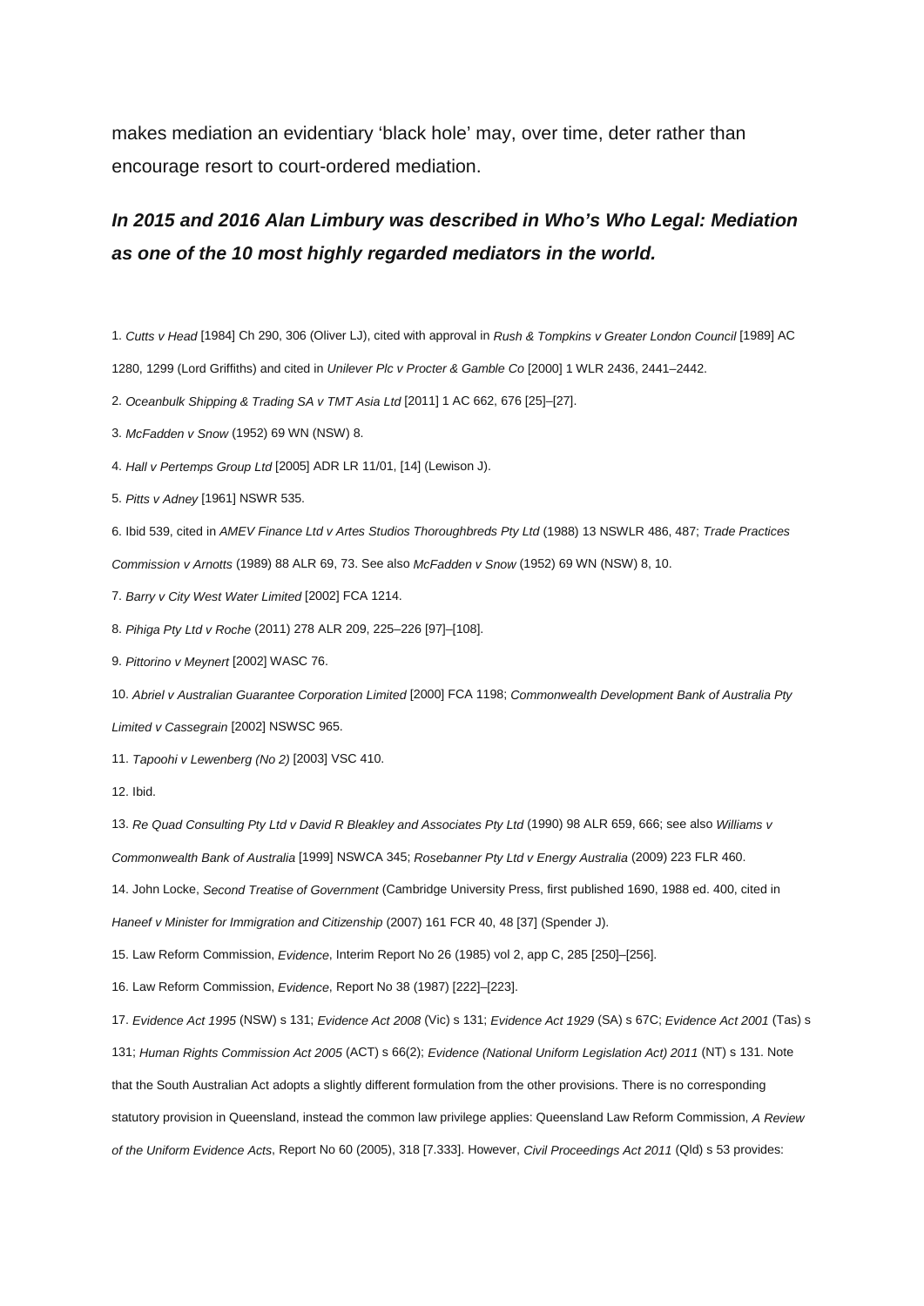makes mediation an evidentiary 'black hole' may, over time, deter rather than encourage resort to court-ordered mediation.

***In 2015 and 2016 Alan Limbury was described in Who's Who Legal: Mediation as one of the 10 most highly regarded mediators in the world.***

1. *Cutts v Head* [1984] Ch 290, 306 (Oliver LJ), cited with approval in *Rush & Tompkins v Greater London Council* [1989] AC 1280, 1299 (Lord Griffiths) and cited in *Unilever Plc v Procter & Gamble Co* [2000] 1 WLR 2436, 2441–2442.

2. *Oceanbulk Shipping & Trading SA v TMT Asia Ltd* [2011] 1 AC 662, 676 [25]–[27].

3. *McFadden v Snow* (1952) 69 WN (NSW) 8.

4. *Hall v Pertemps Group Ltd* [2005] ADR LR 11/01, [14] (Lewison J).

5. *Pitts v Adney* [1961] NSWR 535.

6. Ibid 539, cited in *AMEV Finance Ltd v Artes Studios Thoroughbreds Pty Ltd* (1988) 13 NSWLR 486, 487; *Trade Practices Commission v Arnotts* (1989) 88 ALR 69, 73. See also *McFadden v Snow* (1952) 69 WN (NSW) 8, 10.

7. *Barry v City West Water Limited* [2002] FCA 1214.

8. *Pihiga Pty Ltd v Roche* (2011) 278 ALR 209, 225–226 [97]–[108].

9. *Pittorino v Meynert* [2002] WASC 76.

10. *Abriel v Australian Guarantee Corporation Limited* [2000] FCA 1198; *Commonwealth Development Bank of Australia Pty Limited v Cassegrain* [2002] NSWSC 965.

11. *Tapoohi v Lewenberg (No 2)* [2003] VSC 410.

12. Ibid.

13. *Re Quad Consulting Pty Ltd v David R Bleakley and Associates Pty Ltd* (1990) 98 ALR 659, 666; see also *Williams v Commonwealth Bank of Australia* [1999] NSWCA 345; *Rosebanner Pty Ltd v Energy Australia* (2009) 223 FLR 460.

14. John Locke, *Second Treatise of Government* (Cambridge University Press, first published 1690, 1988 ed. 400, cited in *Haneef v Minister for Immigration and Citizenship* (2007) 161 FCR 40, 48 [37] (Spender J).

15. Law Reform Commission, *Evidence*, Interim Report No 26 (1985) vol 2, app C, 285 [250]–[256].

16. Law Reform Commission, *Evidence*, Report No 38 (1987) [222]–[223].

17. *Evidence Act 1995* (NSW) s 131; *Evidence Act 2008* (Vic) s 131; *Evidence Act 1929* (SA) s 67C; *Evidence Act 2001* (Tas) s 131; *Human Rights Commission Act 2005* (ACT) s 66(2); *Evidence (National Uniform Legislation Act) 2011* (NT) s 131. Note that the South Australian Act adopts a slightly different formulation from the other provisions. There is no corresponding statutory provision in Queensland, instead the common law privilege applies: Queensland Law Reform Commission, *A Review of the Uniform Evidence Acts*, Report No 60 (2005), 318 [7.333]. However, *Civil Proceedings Act 2011* (Qld) s 53 provides: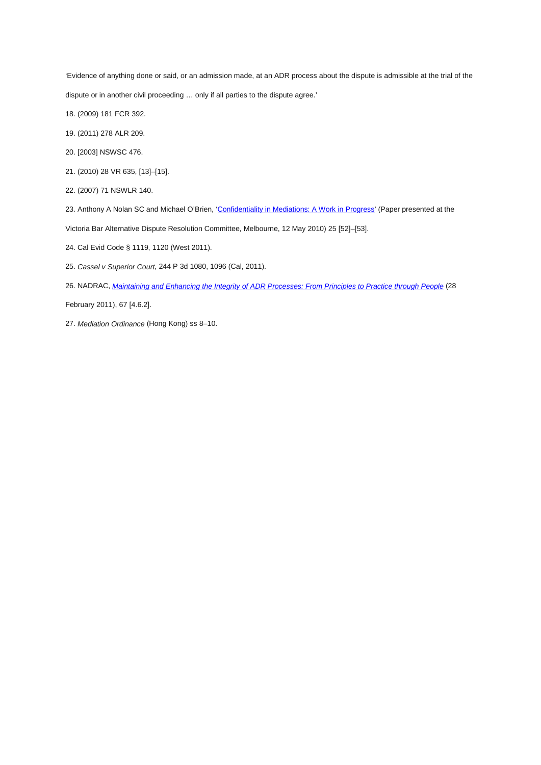'Evidence of anything done or said, or an admission made, at an ADR process about the dispute is admissible at the trial of the dispute or in another civil proceeding … only if all parties to the dispute agree.'

18. (2009) 181 FCR 392.

19. (2011) 278 ALR 209.

20. [2003] NSWSC 476.

21. (2010) 28 VR 635, [13]–[15].

22. (2007) 71 NSWLR 140.

23. Anthony A Nolan SC and Michael O'Brien, 'Confidentiality in Mediations: A Work in Progress' (Paper presented at the Victoria Bar Alternative Dispute Resolution Committee, Melbourne, 12 May 2010) 25 [52]–[53].

24. Cal Evid Code § 1119, 1120 (West 2011).

25. *Cassel v Superior Court*, 244 P 3d 1080, 1096 (Cal, 2011).

26. NADRAC, *Maintaining and Enhancing the Integrity of ADR Processes: From Principles to Practice through People* (28 February 2011), 67 [4.6.2].

27. *Mediation Ordinance* (Hong Kong) ss 8–10.